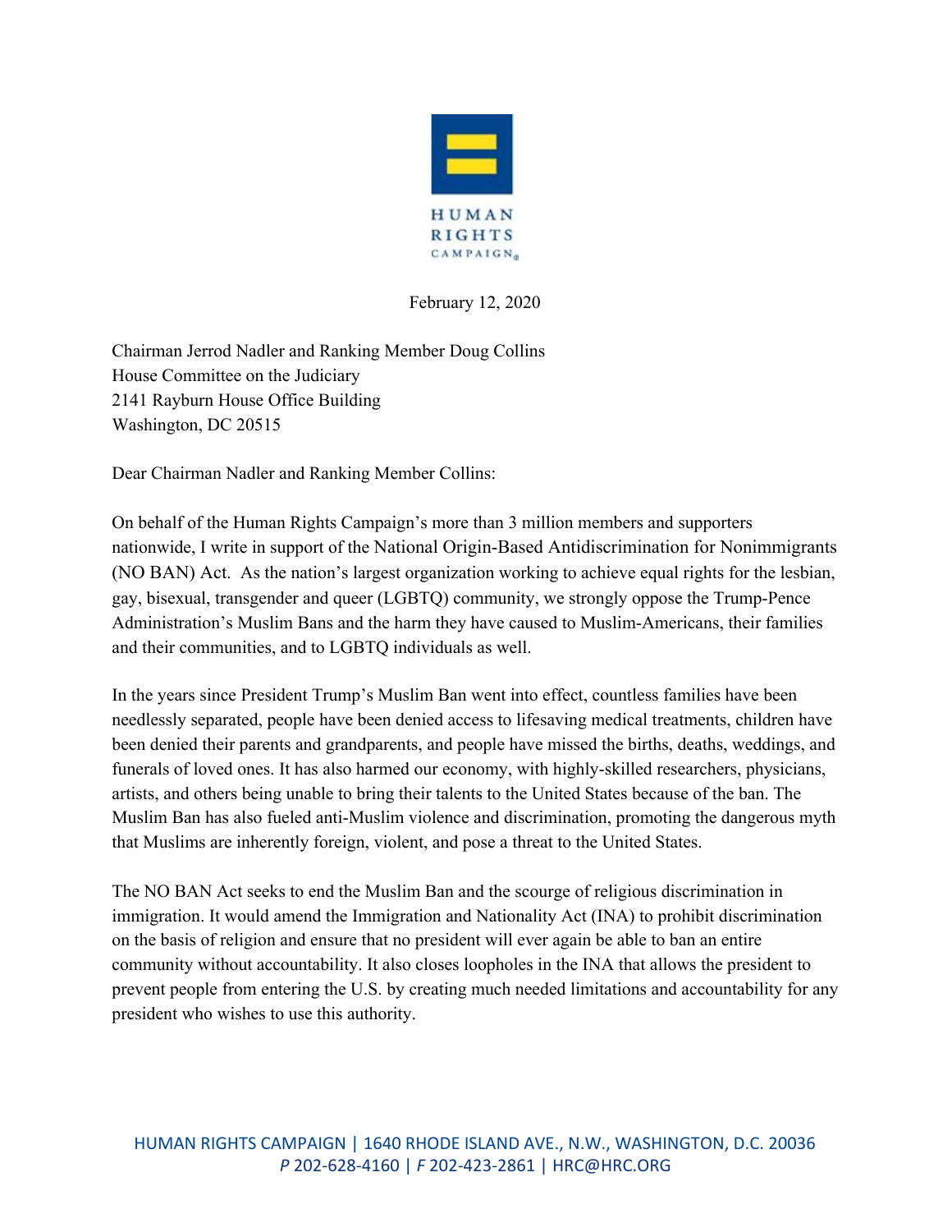HUMAN RIGHTS CAMPAIGN

February 12, 2020

Chairman Jerrod Nadler and Ranking Member Doug Collins
House Committee on the Judiciary
2141 Rayburn House Office Building
Washington, DC 20515

Dear Chairman Nadler and Ranking Member Collins:

On behalf of the Human Rights Campaign's more than 3 million members and supporters nationwide, I write in support of the National Origin-Based Antidiscrimination for Nonimmigrants (NO BAN) Act. As the nation's largest organization working to achieve equal rights for the lesbian, gay, bisexual, transgender and queer (LGBTQ) community, we strongly oppose the Trump-Pence Administration's Muslim Bans and the harm they have caused to Muslim-Americans, their families and their communities, and to LGBTQ individuals as well.

In the years since President Trump's Muslim Ban went into effect, countless families have been needlessly separated, people have been denied access to lifesaving medical treatments, children have been denied their parents and grandparents, and people have missed the births, deaths, weddings, and funerals of loved ones. It has also harmed our economy, with highly-skilled researchers, physicians, artists, and others being unable to bring their talents to the United States because of the ban. The Muslim Ban has also fueled anti-Muslim violence and discrimination, promoting the dangerous myth that Muslims are inherently foreign, violent, and pose a threat to the United States.

The NO BAN Act seeks to end the Muslim Ban and the scourge of religious discrimination in immigration. It would amend the Immigration and Nationality Act (INA) to prohibit discrimination on the basis of religion and ensure that no president will ever again be able to ban an entire community without accountability. It also closes loopholes in the INA that allows the president to prevent people from entering the U.S. by creating much needed limitations and accountability for any president who wishes to use this authority.

HUMAN RIGHTS CAMPAIGN | 1640 RHODE ISLAND AVE., N.W., WASHINGTON, D.C. 20036
*P* 202-628-4160 | *F* 202-423-2861 | HRC@HRC.ORG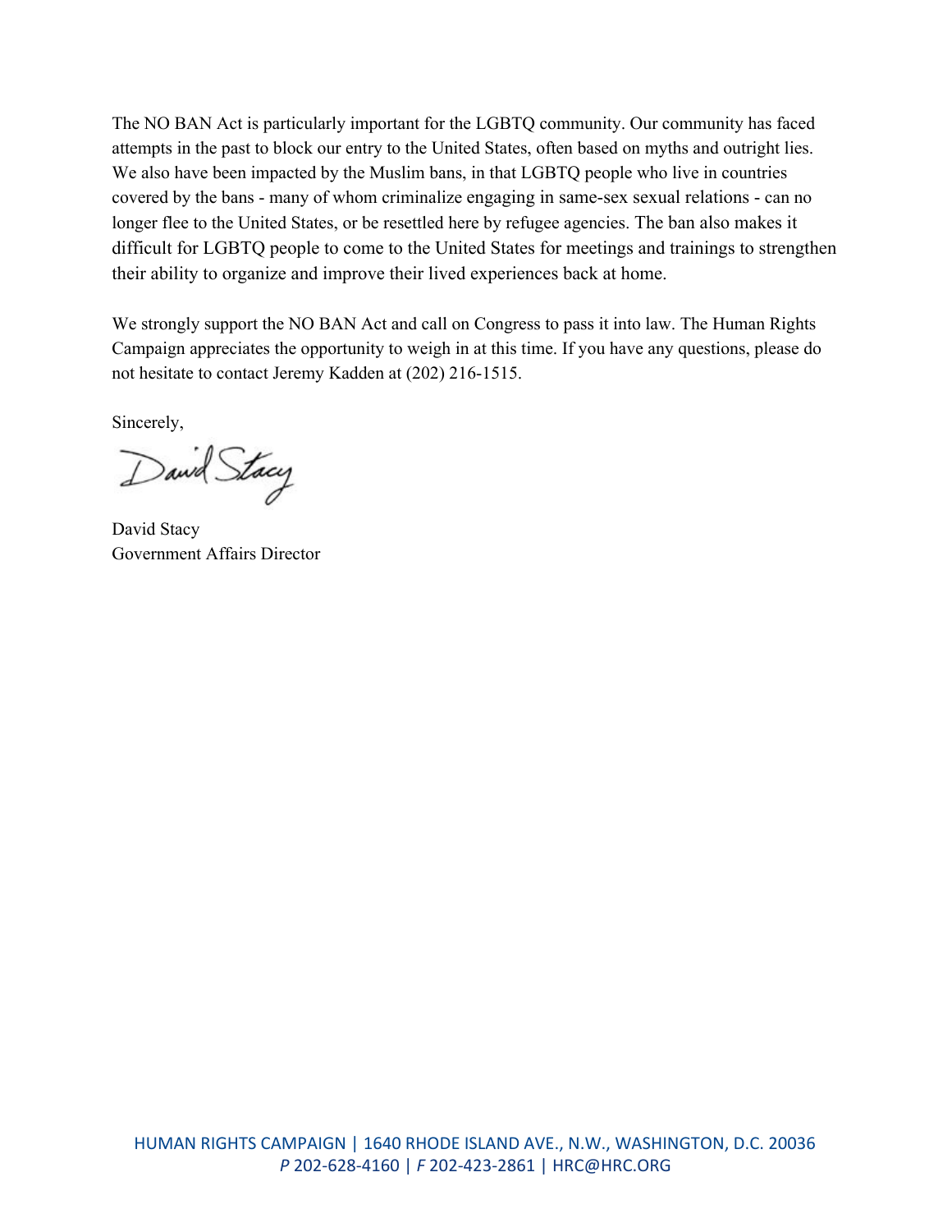The NO BAN Act is particularly important for the LGBTQ community. Our community has faced attempts in the past to block our entry to the United States, often based on myths and outright lies. We also have been impacted by the Muslim bans, in that LGBTQ people who live in countries covered by the bans - many of whom criminalize engaging in same-sex sexual relations - can no longer flee to the United States, or be resettled here by refugee agencies. The ban also makes it difficult for LGBTQ people to come to the United States for meetings and trainings to strengthen their ability to organize and improve their lived experiences back at home.

We strongly support the NO BAN Act and call on Congress to pass it into law. The Human Rights Campaign appreciates the opportunity to weigh in at this time. If you have any questions, please do not hesitate to contact Jeremy Kadden at (202) 216-1515.

Sincerely,

David Stacy

David Stacy
Government Affairs Director

HUMAN RIGHTS CAMPAIGN | 1640 RHODE ISLAND AVE., N.W., WASHINGTON, D.C. 20036
*P* 202-628-4160 | *F* 202-423-2861 | HRC@HRC.ORG